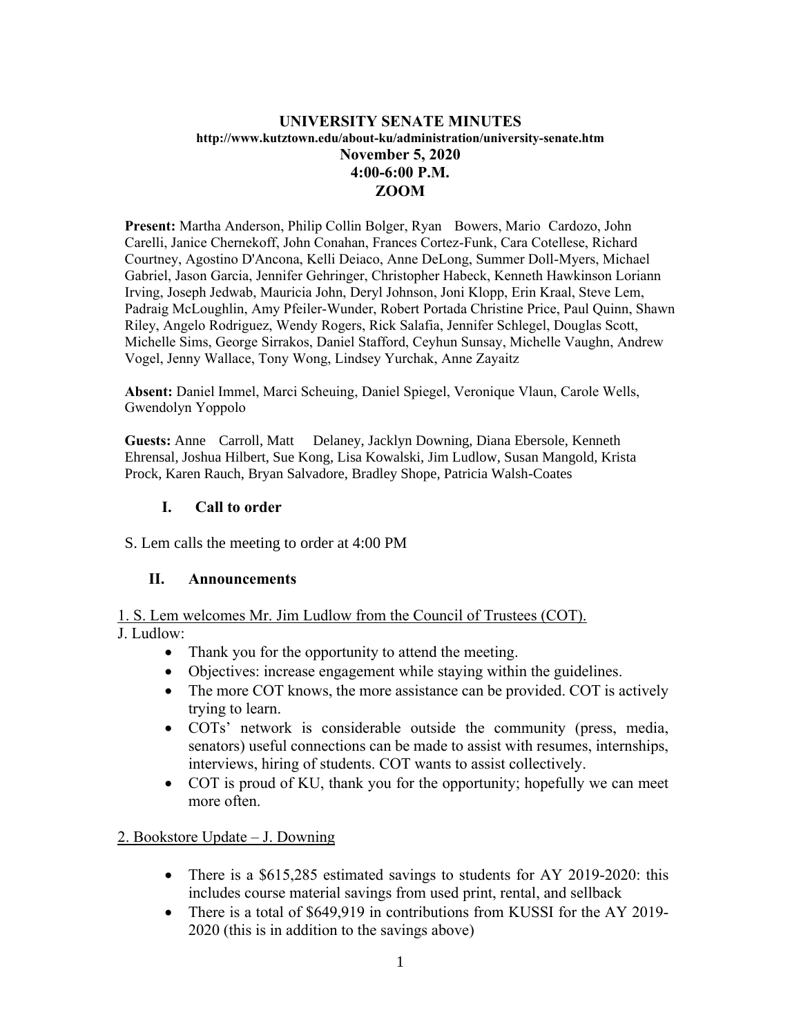# UNIVERSITY SENATE MINUTES

**http://www.kutztown.edu/about-ku/administration/university-senate.htm**

**November 5, 2020**

**4:00-6:00 P.M.**

**ZOOM**

**Present:** Martha Anderson, Philip Collin Bolger, Ryan Bowers, Mario Cardozo, John Carelli, Janice Chernekoff, John Conahan, Frances Cortez-Funk, Cara Cotellese, Richard Courtney, Agostino D'Ancona, Kelli Deiaco, Anne DeLong, Summer Doll-Myers, Michael Gabriel, Jason Garcia, Jennifer Gehringer, Christopher Habeck, Kenneth Hawkinson Loriann Irving, Joseph Jedwab, Mauricia John, Deryl Johnson, Joni Klopp, Erin Kraal, Steve Lem, Padraig McLoughlin, Amy Pfeiler-Wunder, Robert Portada Christine Price, Paul Quinn, Shawn Riley, Angelo Rodriguez, Wendy Rogers, Rick Salafia, Jennifer Schlegel, Douglas Scott, Michelle Sims, George Sirrakos, Daniel Stafford, Ceyhun Sunsay, Michelle Vaughn, Andrew Vogel, Jenny Wallace, Tony Wong, Lindsey Yurchak, Anne Zayaitz

**Absent:** Daniel Immel, Marci Scheuing, Daniel Spiegel, Veronique Vlaun, Carole Wells, Gwendolyn Yoppolo

**Guests:** Anne Carroll, Matt Delaney, Jacklyn Downing, Diana Ebersole, Kenneth Ehrensal, Joshua Hilbert, Sue Kong, Lisa Kowalski, Jim Ludlow, Susan Mangold, Krista Prock, Karen Rauch, Bryan Salvadore, Bradley Shope, Patricia Walsh-Coates

## I. Call to order

S. Lem calls the meeting to order at 4:00 PM

## II. Announcements

1. S. Lem welcomes Mr. Jim Ludlow from the Council of Trustees (COT).

J. Ludlow:

- Thank you for the opportunity to attend the meeting.
- Objectives: increase engagement while staying within the guidelines.
- The more COT knows, the more assistance can be provided. COT is actively trying to learn.
- COTs' network is considerable outside the community (press, media, senators) useful connections can be made to assist with resumes, internships, interviews, hiring of students. COT wants to assist collectively.
- COT is proud of KU, thank you for the opportunity; hopefully we can meet more often.

2. Bookstore Update – J. Downing

- There is a $615,285 estimated savings to students for AY 2019-2020: this includes course material savings from used print, rental, and sellback
- There is a total of $649,919 in contributions from KUSSI for the AY 2019-2020 (this is in addition to the savings above)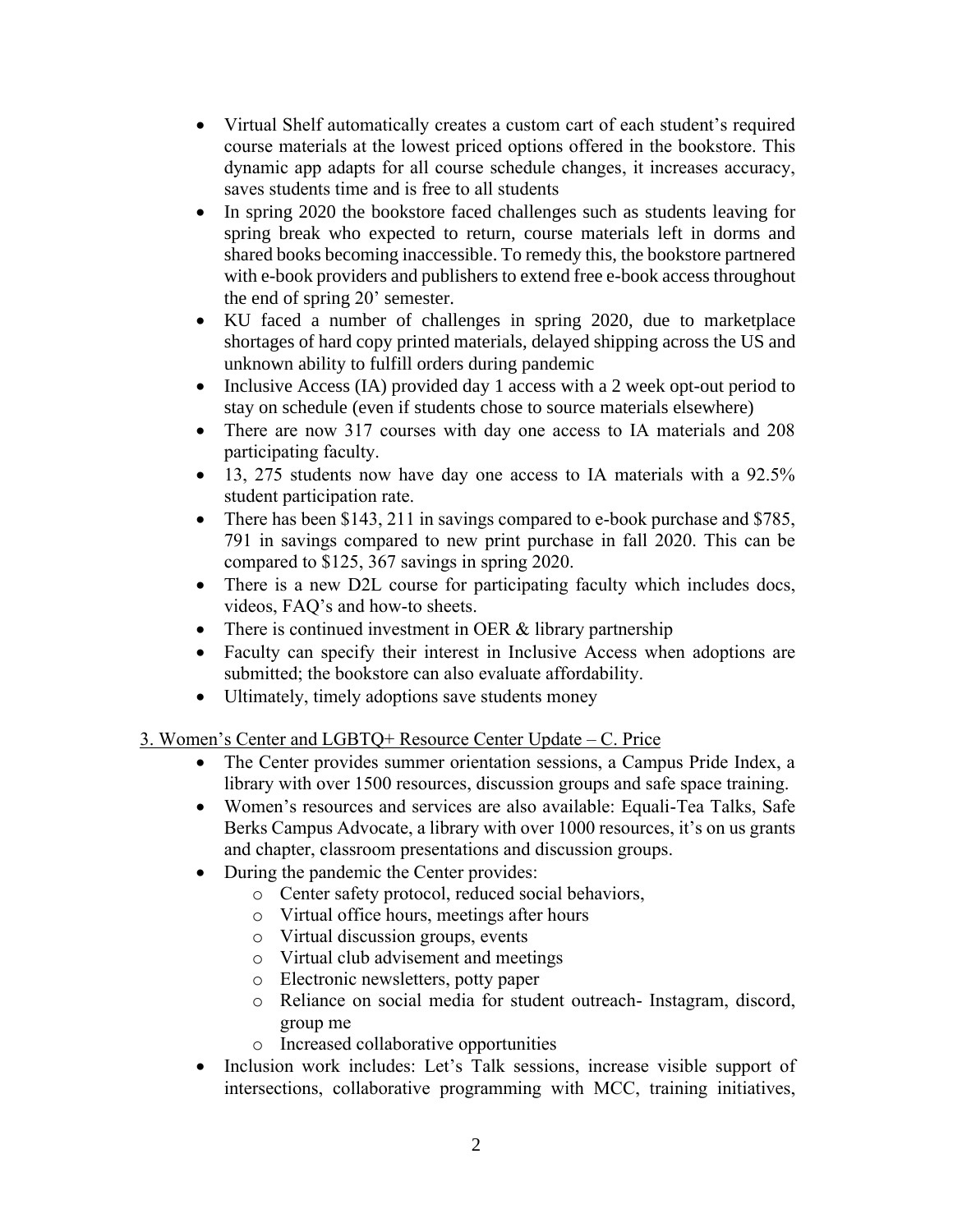- Virtual Shelf automatically creates a custom cart of each student's required course materials at the lowest priced options offered in the bookstore. This dynamic app adapts for all course schedule changes, it increases accuracy, saves students time and is free to all students
- In spring 2020 the bookstore faced challenges such as students leaving for spring break who expected to return, course materials left in dorms and shared books becoming inaccessible. To remedy this, the bookstore partnered with e-book providers and publishers to extend free e-book access throughout the end of spring 20' semester.
- KU faced a number of challenges in spring 2020, due to marketplace shortages of hard copy printed materials, delayed shipping across the US and unknown ability to fulfill orders during pandemic
- Inclusive Access (IA) provided day 1 access with a 2 week opt-out period to stay on schedule (even if students chose to source materials elsewhere)
- There are now 317 courses with day one access to IA materials and 208 participating faculty.
- 13, 275 students now have day one access to IA materials with a 92.5% student participation rate.
- There has been $143, 211 in savings compared to e-book purchase and $785, 791 in savings compared to new print purchase in fall 2020. This can be compared to $125, 367 savings in spring 2020.
- There is a new D2L course for participating faculty which includes docs, videos, FAQ's and how-to sheets.
- There is continued investment in OER & library partnership
- Faculty can specify their interest in Inclusive Access when adoptions are submitted; the bookstore can also evaluate affordability.
- Ultimately, timely adoptions save students money

<u>3. Women's Center and LGBTQ+ Resource Center Update – C. Price</u>

- The Center provides summer orientation sessions, a Campus Pride Index, a library with over 1500 resources, discussion groups and safe space training.
- Women's resources and services are also available: Equali-Tea Talks, Safe Berks Campus Advocate, a library with over 1000 resources, it's on us grants and chapter, classroom presentations and discussion groups.
- During the pandemic the Center provides:
  - Center safety protocol, reduced social behaviors,
  - Virtual office hours, meetings after hours
  - Virtual discussion groups, events
  - Virtual club advisement and meetings
  - Electronic newsletters, potty paper
  - Reliance on social media for student outreach- Instagram, discord, group me
  - Increased collaborative opportunities
- Inclusion work includes: Let's Talk sessions, increase visible support of intersections, collaborative programming with MCC, training initiatives,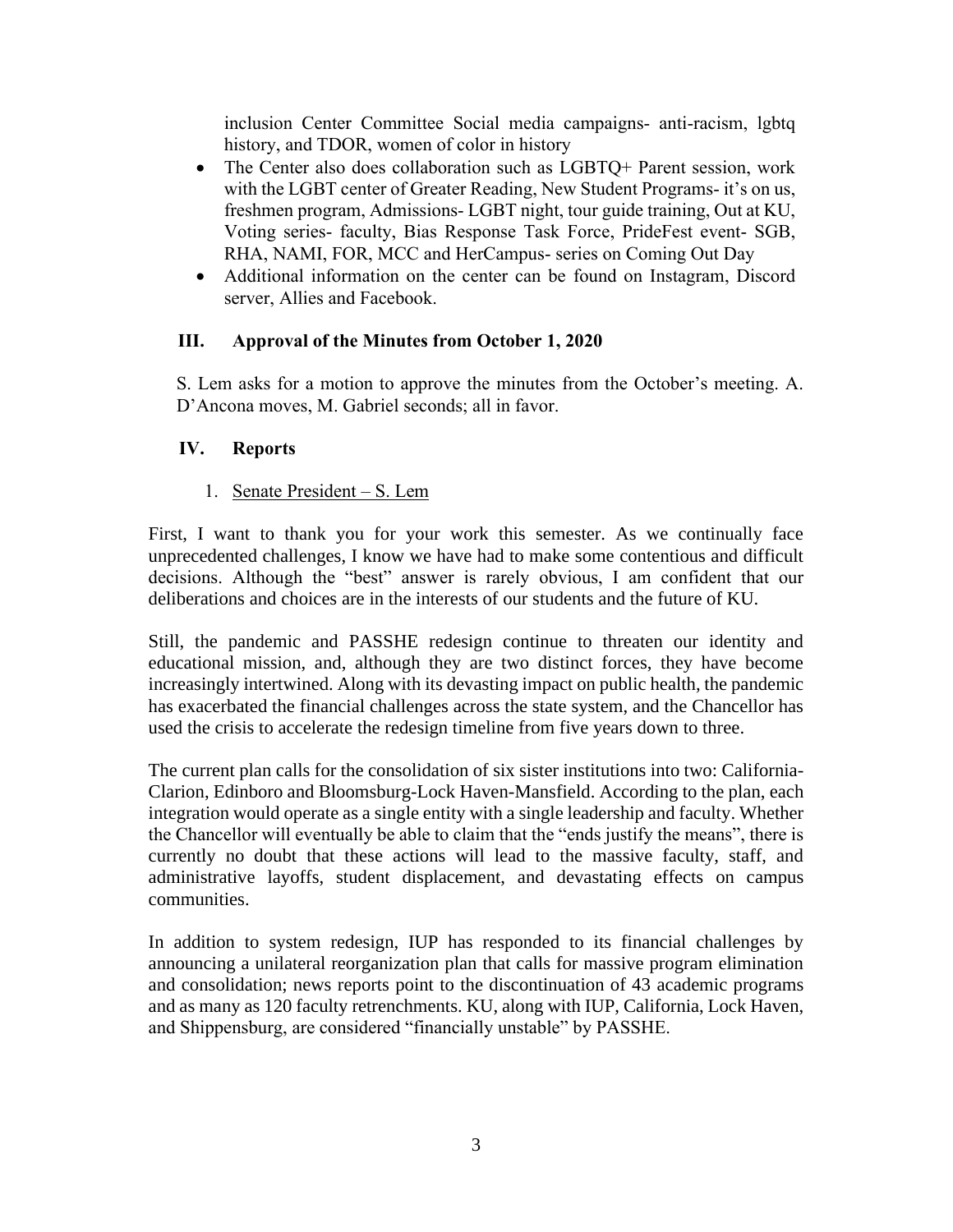inclusion Center Committee Social media campaigns- anti-racism, lgbtq history, and TDOR, women of color in history

- The Center also does collaboration such as LGBTQ+ Parent session, work with the LGBT center of Greater Reading, New Student Programs- it's on us, freshmen program, Admissions- LGBT night, tour guide training, Out at KU, Voting series- faculty, Bias Response Task Force, PrideFest event- SGB, RHA, NAMI, FOR, MCC and HerCampus- series on Coming Out Day
- Additional information on the center can be found on Instagram, Discord server, Allies and Facebook.

## III. Approval of the Minutes from October 1, 2020

S. Lem asks for a motion to approve the minutes from the October's meeting. A. D'Ancona moves, M. Gabriel seconds; all in favor.

## IV. Reports

1. Senate President – S. Lem

First, I want to thank you for your work this semester. As we continually face unprecedented challenges, I know we have had to make some contentious and difficult decisions. Although the "best" answer is rarely obvious, I am confident that our deliberations and choices are in the interests of our students and the future of KU.

Still, the pandemic and PASSHE redesign continue to threaten our identity and educational mission, and, although they are two distinct forces, they have become increasingly intertwined. Along with its devasting impact on public health, the pandemic has exacerbated the financial challenges across the state system, and the Chancellor has used the crisis to accelerate the redesign timeline from five years down to three.

The current plan calls for the consolidation of six sister institutions into two: California-Clarion, Edinboro and Bloomsburg-Lock Haven-Mansfield. According to the plan, each integration would operate as a single entity with a single leadership and faculty. Whether the Chancellor will eventually be able to claim that the "ends justify the means", there is currently no doubt that these actions will lead to the massive faculty, staff, and administrative layoffs, student displacement, and devastating effects on campus communities.

In addition to system redesign, IUP has responded to its financial challenges by announcing a unilateral reorganization plan that calls for massive program elimination and consolidation; news reports point to the discontinuation of 43 academic programs and as many as 120 faculty retrenchments. KU, along with IUP, California, Lock Haven, and Shippensburg, are considered "financially unstable" by PASSHE.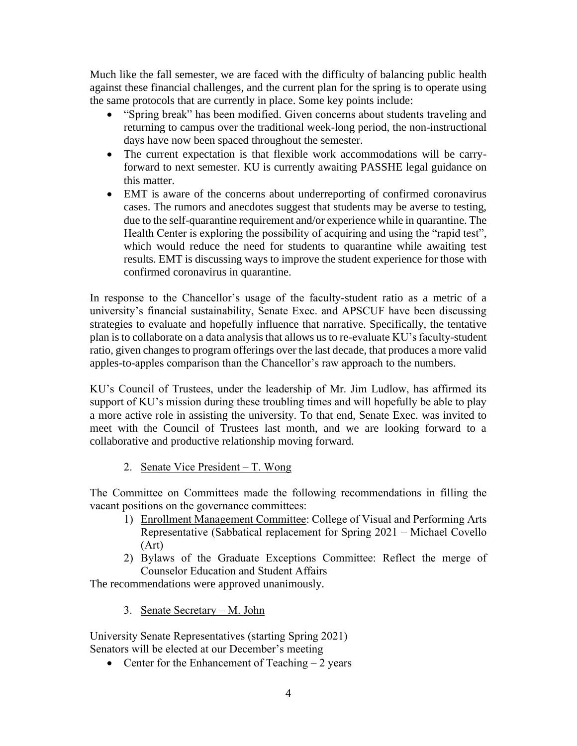Much like the fall semester, we are faced with the difficulty of balancing public health against these financial challenges, and the current plan for the spring is to operate using the same protocols that are currently in place. Some key points include:

- "Spring break" has been modified. Given concerns about students traveling and returning to campus over the traditional week-long period, the non-instructional days have now been spaced throughout the semester.
- The current expectation is that flexible work accommodations will be carry-forward to next semester. KU is currently awaiting PASSHE legal guidance on this matter.
- EMT is aware of the concerns about underreporting of confirmed coronavirus cases. The rumors and anecdotes suggest that students may be averse to testing, due to the self-quarantine requirement and/or experience while in quarantine. The Health Center is exploring the possibility of acquiring and using the "rapid test", which would reduce the need for students to quarantine while awaiting test results. EMT is discussing ways to improve the student experience for those with confirmed coronavirus in quarantine.

In response to the Chancellor's usage of the faculty-student ratio as a metric of a university's financial sustainability, Senate Exec. and APSCUF have been discussing strategies to evaluate and hopefully influence that narrative. Specifically, the tentative plan is to collaborate on a data analysis that allows us to re-evaluate KU's faculty-student ratio, given changes to program offerings over the last decade, that produces a more valid apples-to-apples comparison than the Chancellor's raw approach to the numbers.

KU's Council of Trustees, under the leadership of Mr. Jim Ludlow, has affirmed its support of KU's mission during these troubling times and will hopefully be able to play a more active role in assisting the university. To that end, Senate Exec. was invited to meet with the Council of Trustees last month, and we are looking forward to a collaborative and productive relationship moving forward.

2. <u>Senate Vice President – T. Wong</u>

The Committee on Committees made the following recommendations in filling the vacant positions on the governance committees:

1) <u>Enrollment Management Committee</u>: College of Visual and Performing Arts Representative (Sabbatical replacement for Spring 2021 – Michael Covello (Art)
2) Bylaws of the Graduate Exceptions Committee: Reflect the merge of Counselor Education and Student Affairs

The recommendations were approved unanimously.

3. <u>Senate Secretary – M. John</u>

University Senate Representatives (starting Spring 2021)
Senators will be elected at our December's meeting

- Center for the Enhancement of Teaching – 2 years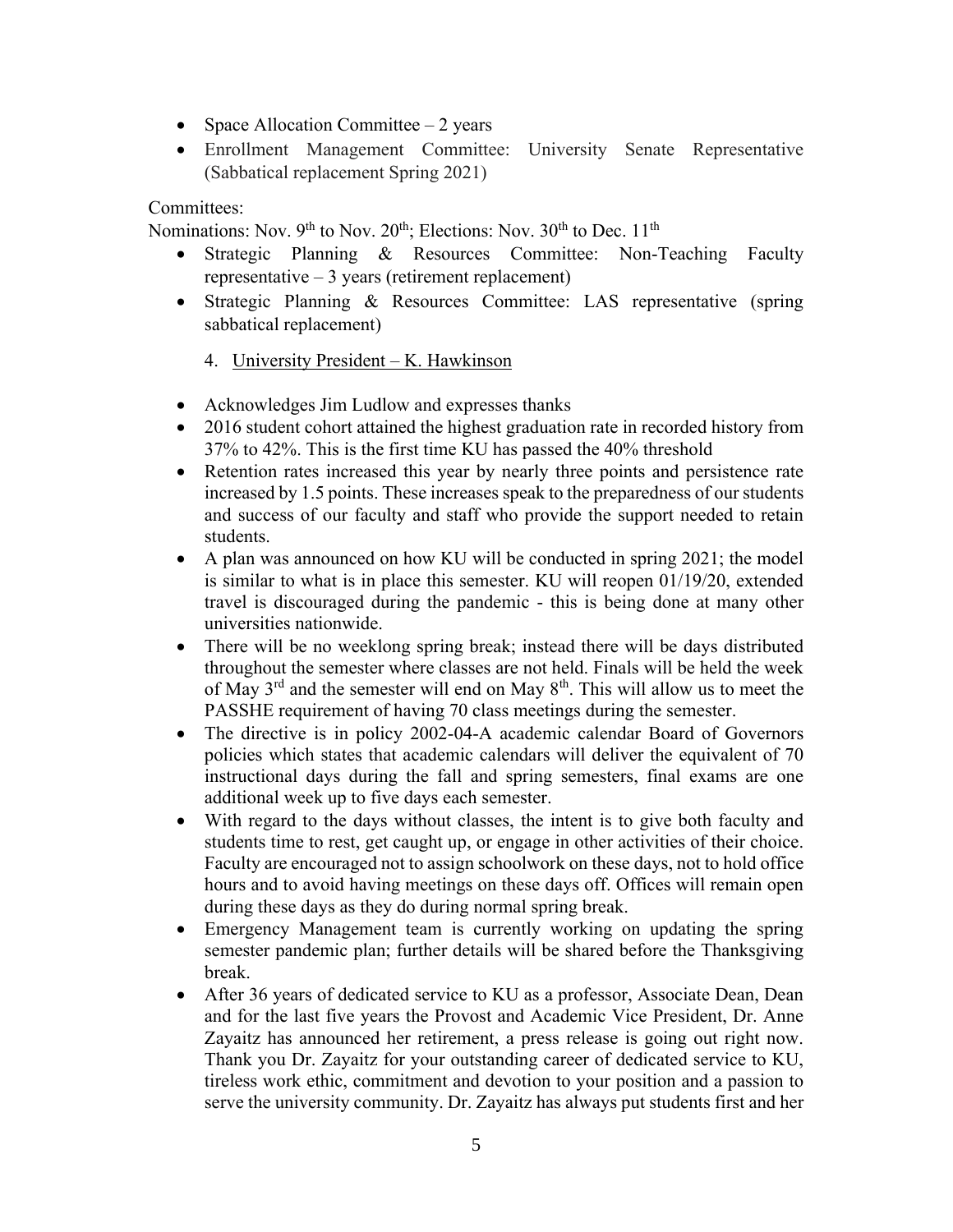- Space Allocation Committee – 2 years
- Enrollment Management Committee: University Senate Representative (Sabbatical replacement Spring 2021)

Committees:

Nominations: Nov. 9th to Nov. 20th; Elections: Nov. 30th to Dec. 11th

- Strategic Planning & Resources Committee: Non-Teaching Faculty representative – 3 years (retirement replacement)
- Strategic Planning & Resources Committee: LAS representative (spring sabbatical replacement)

4. <u>University President – K. Hawkinson</u>

- Acknowledges Jim Ludlow and expresses thanks
- 2016 student cohort attained the highest graduation rate in recorded history from 37% to 42%. This is the first time KU has passed the 40% threshold
- Retention rates increased this year by nearly three points and persistence rate increased by 1.5 points. These increases speak to the preparedness of our students and success of our faculty and staff who provide the support needed to retain students.
- A plan was announced on how KU will be conducted in spring 2021; the model is similar to what is in place this semester. KU will reopen 01/19/20, extended travel is discouraged during the pandemic - this is being done at many other universities nationwide.
- There will be no weeklong spring break; instead there will be days distributed throughout the semester where classes are not held. Finals will be held the week of May 3rd and the semester will end on May 8th. This will allow us to meet the PASSHE requirement of having 70 class meetings during the semester.
- The directive is in policy 2002-04-A academic calendar Board of Governors policies which states that academic calendars will deliver the equivalent of 70 instructional days during the fall and spring semesters, final exams are one additional week up to five days each semester.
- With regard to the days without classes, the intent is to give both faculty and students time to rest, get caught up, or engage in other activities of their choice. Faculty are encouraged not to assign schoolwork on these days, not to hold office hours and to avoid having meetings on these days off. Offices will remain open during these days as they do during normal spring break.
- Emergency Management team is currently working on updating the spring semester pandemic plan; further details will be shared before the Thanksgiving break.
- After 36 years of dedicated service to KU as a professor, Associate Dean, Dean and for the last five years the Provost and Academic Vice President, Dr. Anne Zayaitz has announced her retirement, a press release is going out right now. Thank you Dr. Zayaitz for your outstanding career of dedicated service to KU, tireless work ethic, commitment and devotion to your position and a passion to serve the university community. Dr. Zayaitz has always put students first and her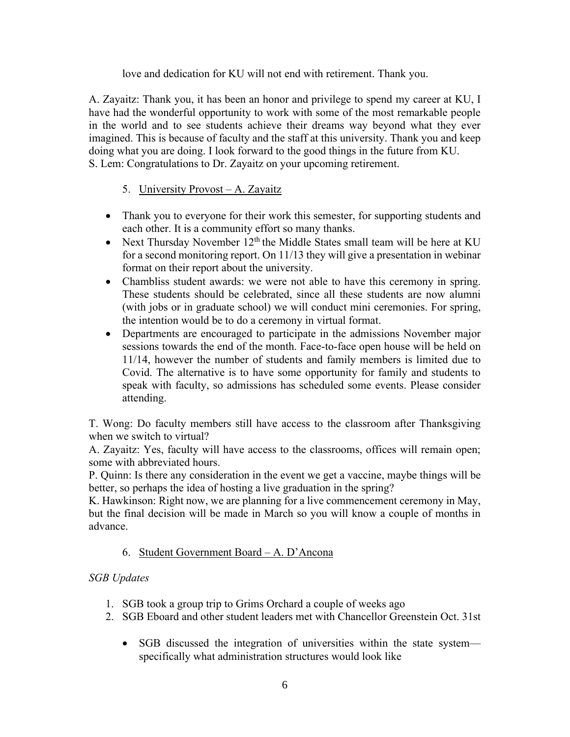love and dedication for KU will not end with retirement. Thank you.

A. Zayaitz: Thank you, it has been an honor and privilege to spend my career at KU, I have had the wonderful opportunity to work with some of the most remarkable people in the world and to see students achieve their dreams way beyond what they ever imagined. This is because of faculty and the staff at this university. Thank you and keep doing what you are doing. I look forward to the good things in the future from KU.
S. Lem: Congratulations to Dr. Zayaitz on your upcoming retirement.

5. University Provost – A. Zayaitz

- Thank you to everyone for their work this semester, for supporting students and each other. It is a community effort so many thanks.
- Next Thursday November 12th the Middle States small team will be here at KU for a second monitoring report. On 11/13 they will give a presentation in webinar format on their report about the university.
- Chambliss student awards: we were not able to have this ceremony in spring. These students should be celebrated, since all these students are now alumni (with jobs or in graduate school) we will conduct mini ceremonies. For spring, the intention would be to do a ceremony in virtual format.
- Departments are encouraged to participate in the admissions November major sessions towards the end of the month. Face-to-face open house will be held on 11/14, however the number of students and family members is limited due to Covid. The alternative is to have some opportunity for family and students to speak with faculty, so admissions has scheduled some events. Please consider attending.

T. Wong: Do faculty members still have access to the classroom after Thanksgiving when we switch to virtual?
A. Zayaitz: Yes, faculty will have access to the classrooms, offices will remain open; some with abbreviated hours.
P. Quinn: Is there any consideration in the event we get a vaccine, maybe things will be better, so perhaps the idea of hosting a live graduation in the spring?
K. Hawkinson: Right now, we are planning for a live commencement ceremony in May, but the final decision will be made in March so you will know a couple of months in advance.

6. Student Government Board – A. D'Ancona

*SGB Updates*

1. SGB took a group trip to Grims Orchard a couple of weeks ago
2. SGB Eboard and other student leaders met with Chancellor Greenstein Oct. 31st
   - SGB discussed the integration of universities within the state system—specifically what administration structures would look like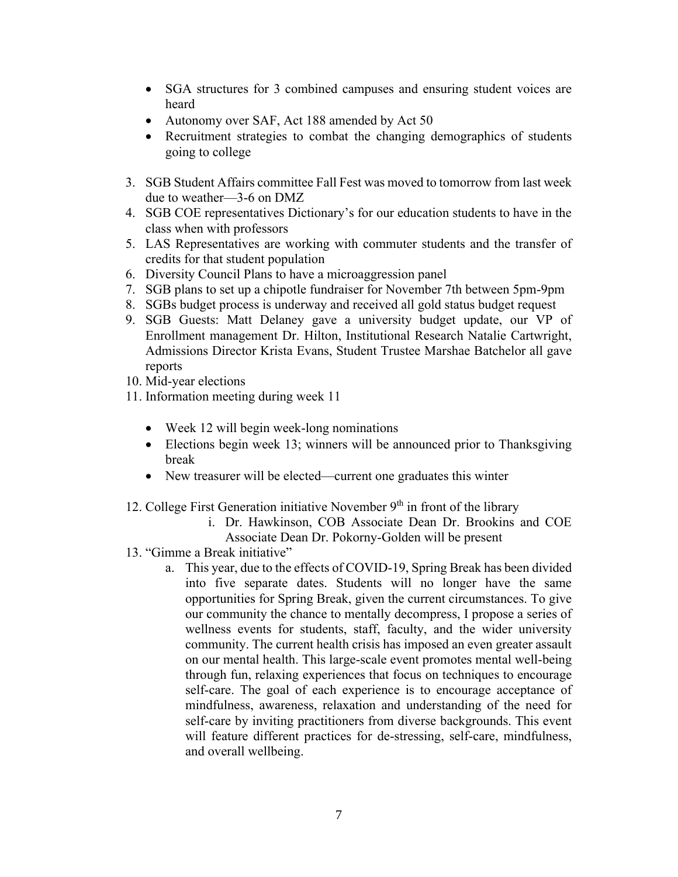- SGA structures for 3 combined campuses and ensuring student voices are heard
- Autonomy over SAF, Act 188 amended by Act 50
- Recruitment strategies to combat the changing demographics of students going to college

3. SGB Student Affairs committee Fall Fest was moved to tomorrow from last week due to weather—3-6 on DMZ
4. SGB COE representatives Dictionary's for our education students to have in the class when with professors
5. LAS Representatives are working with commuter students and the transfer of credits for that student population
6. Diversity Council Plans to have a microaggression panel
7. SGB plans to set up a chipotle fundraiser for November 7th between 5pm-9pm
8. SGBs budget process is underway and received all gold status budget request
9. SGB Guests: Matt Delaney gave a university budget update, our VP of Enrollment management Dr. Hilton, Institutional Research Natalie Cartwright, Admissions Director Krista Evans, Student Trustee Marshae Batchelor all gave reports
10. Mid-year elections
11. Information meeting during week 11

    - Week 12 will begin week-long nominations
    - Elections begin week 13; winners will be announced prior to Thanksgiving break
    - New treasurer will be elected—current one graduates this winter

12. College First Generation initiative November 9th in front of the library
    i. Dr. Hawkinson, COB Associate Dean Dr. Brookins and COE Associate Dean Dr. Pokorny-Golden will be present
13. "Gimme a Break initiative"
    a. This year, due to the effects of COVID-19, Spring Break has been divided into five separate dates. Students will no longer have the same opportunities for Spring Break, given the current circumstances. To give our community the chance to mentally decompress, I propose a series of wellness events for students, staff, faculty, and the wider university community. The current health crisis has imposed an even greater assault on our mental health. This large-scale event promotes mental well-being through fun, relaxing experiences that focus on techniques to encourage self-care. The goal of each experience is to encourage acceptance of mindfulness, awareness, relaxation and understanding of the need for self-care by inviting practitioners from diverse backgrounds. This event will feature different practices for de-stressing, self-care, mindfulness, and overall wellbeing.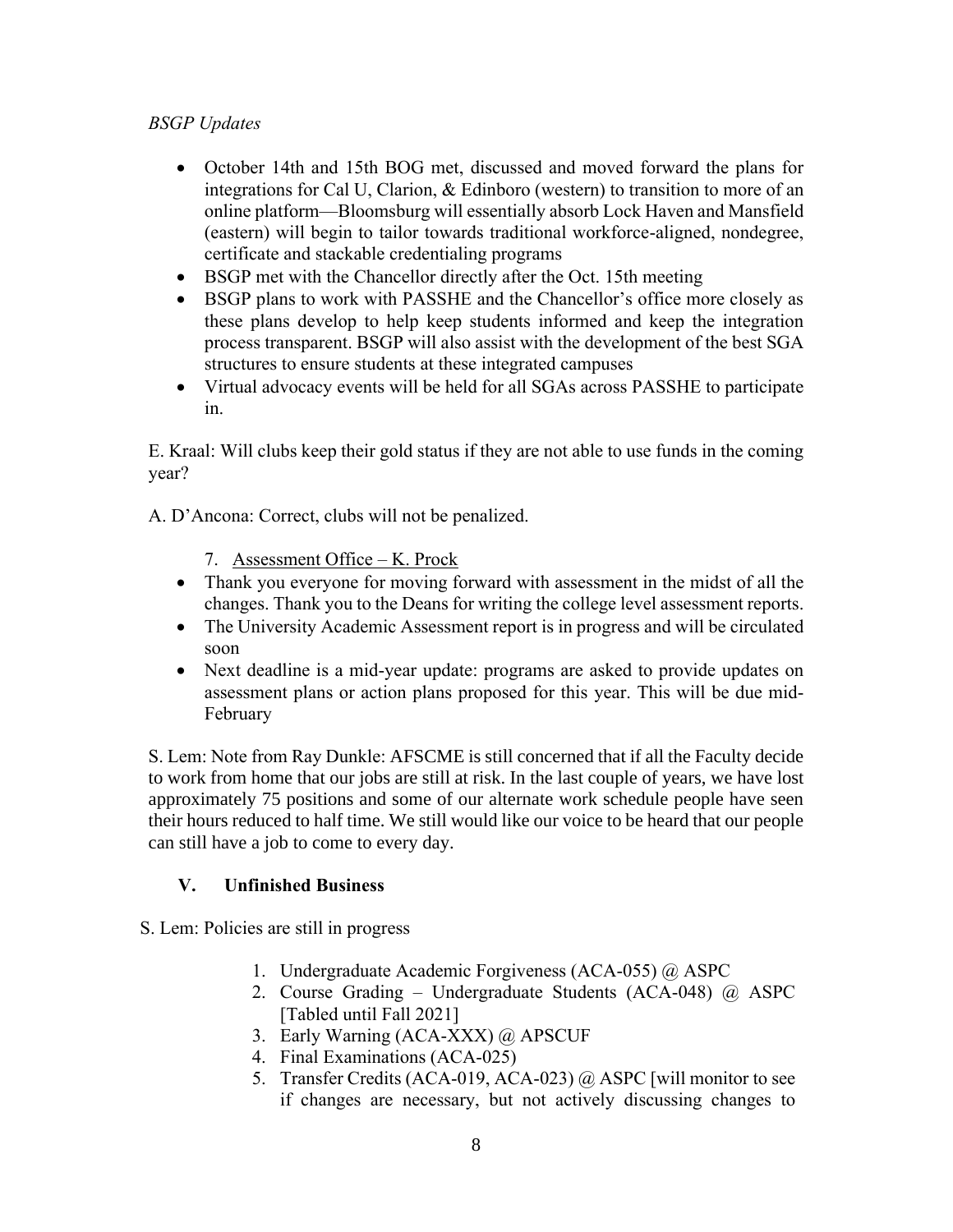*BSGP Updates*

- October 14th and 15th BOG met, discussed and moved forward the plans for integrations for Cal U, Clarion, & Edinboro (western) to transition to more of an online platform—Bloomsburg will essentially absorb Lock Haven and Mansfield (eastern) will begin to tailor towards traditional workforce-aligned, nondegree, certificate and stackable credentialing programs
- BSGP met with the Chancellor directly after the Oct. 15th meeting
- BSGP plans to work with PASSHE and the Chancellor's office more closely as these plans develop to help keep students informed and keep the integration process transparent. BSGP will also assist with the development of the best SGA structures to ensure students at these integrated campuses
- Virtual advocacy events will be held for all SGAs across PASSHE to participate in.

E. Kraal: Will clubs keep their gold status if they are not able to use funds in the coming year?

A. D'Ancona: Correct, clubs will not be penalized.

7. Assessment Office – K. Prock

- Thank you everyone for moving forward with assessment in the midst of all the changes. Thank you to the Deans for writing the college level assessment reports.
- The University Academic Assessment report is in progress and will be circulated soon
- Next deadline is a mid-year update: programs are asked to provide updates on assessment plans or action plans proposed for this year. This will be due mid-February

S. Lem: Note from Ray Dunkle: AFSCME is still concerned that if all the Faculty decide to work from home that our jobs are still at risk. In the last couple of years, we have lost approximately 75 positions and some of our alternate work schedule people have seen their hours reduced to half time. We still would like our voice to be heard that our people can still have a job to come to every day.

## V. Unfinished Business

S. Lem: Policies are still in progress

1. Undergraduate Academic Forgiveness (ACA-055) @ ASPC
2. Course Grading – Undergraduate Students (ACA-048) @ ASPC [Tabled until Fall 2021]
3. Early Warning (ACA-XXX) @ APSCUF
4. Final Examinations (ACA-025)
5. Transfer Credits (ACA-019, ACA-023) @ ASPC [will monitor to see if changes are necessary, but not actively discussing changes to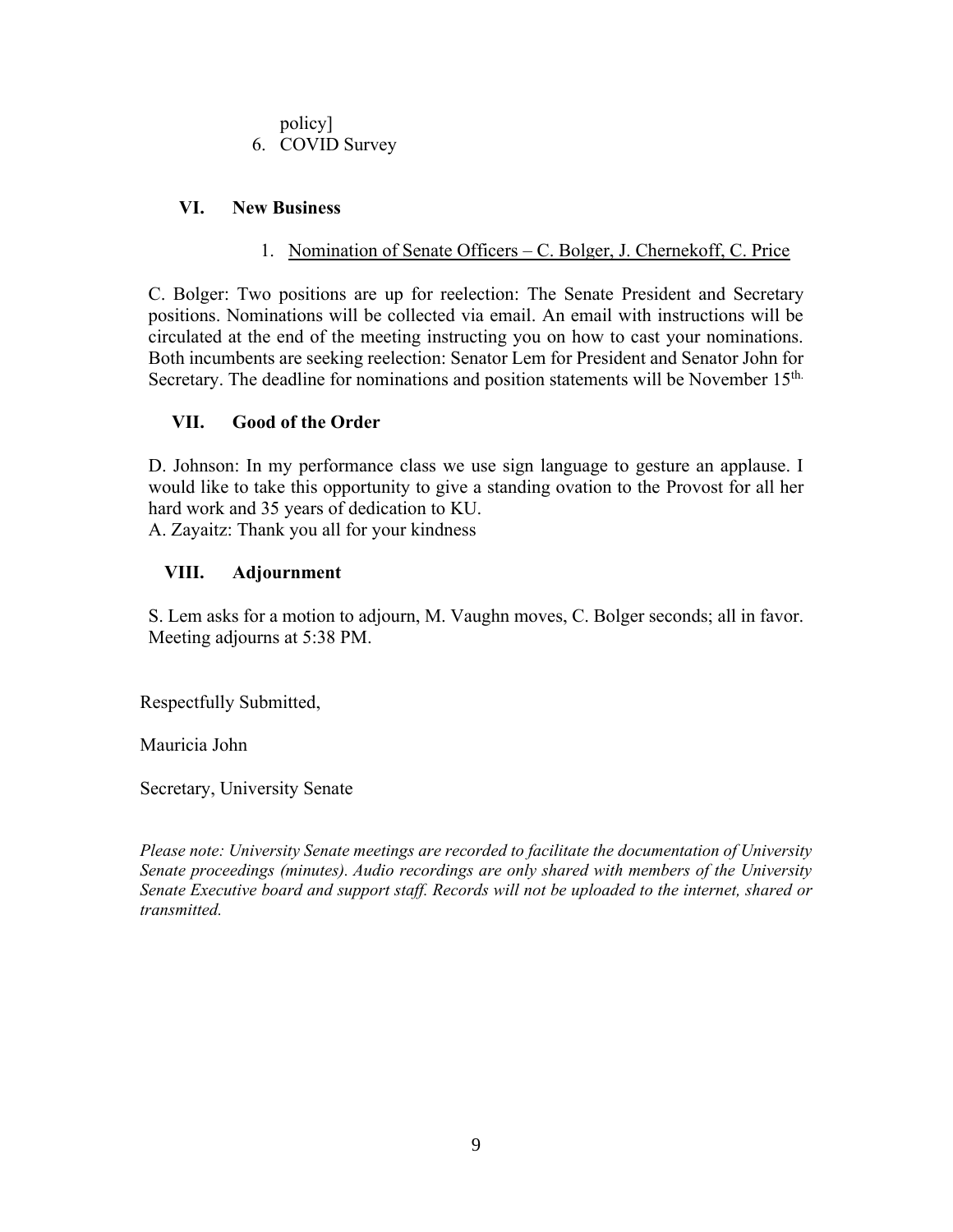policy]

6. COVID Survey

## VI. New Business

1. Nomination of Senate Officers – C. Bolger, J. Chernekoff, C. Price

C. Bolger: Two positions are up for reelection: The Senate President and Secretary positions. Nominations will be collected via email. An email with instructions will be circulated at the end of the meeting instructing you on how to cast your nominations. Both incumbents are seeking reelection: Senator Lem for President and Senator John for Secretary. The deadline for nominations and position statements will be November 15th.

## VII. Good of the Order

D. Johnson: In my performance class we use sign language to gesture an applause. I would like to take this opportunity to give a standing ovation to the Provost for all her hard work and 35 years of dedication to KU.
A. Zayaitz: Thank you all for your kindness

## VIII. Adjournment

S. Lem asks for a motion to adjourn, M. Vaughn moves, C. Bolger seconds; all in favor. Meeting adjourns at 5:38 PM.

Respectfully Submitted,

Mauricia John

Secretary, University Senate

*Please note: University Senate meetings are recorded to facilitate the documentation of University Senate proceedings (minutes). Audio recordings are only shared with members of the University Senate Executive board and support staff. Records will not be uploaded to the internet, shared or transmitted.*